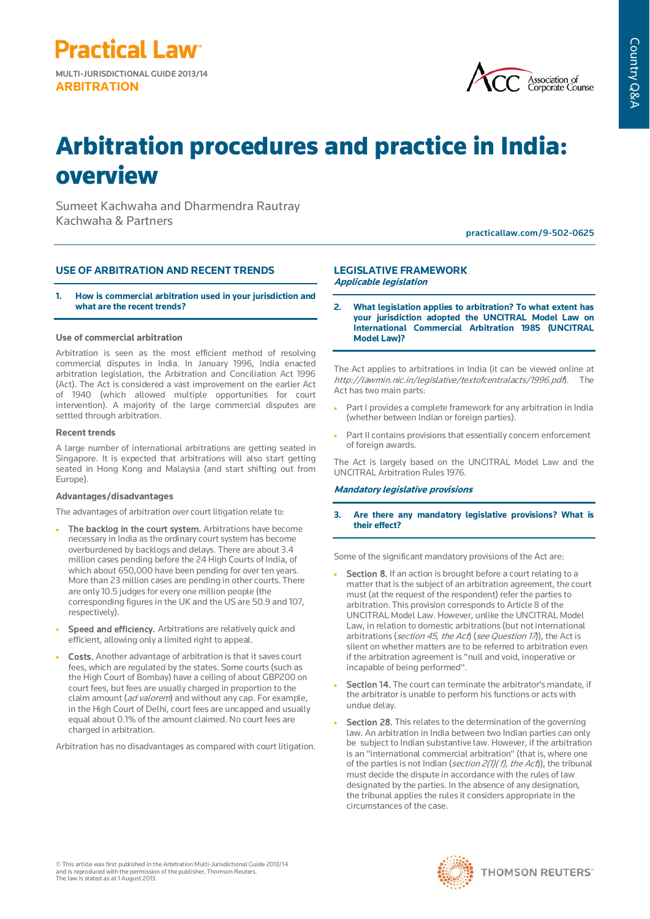Practical Law

MULTI-JURISDICTIONAL GUIDE 2013/14
**ARBITRATION**

# Arbitration procedures and practice in India: overview

Sumeet Kachwaha and Dharmendra Rautray
Kachwaha & Partners

practicallaw.com/9-502-0625

## USE OF ARBITRATION AND RECENT TRENDS

**1. How is commercial arbitration used in your jurisdiction and what are the recent trends?**

### Use of commercial arbitration

Arbitration is seen as the most efficient method of resolving commercial disputes in India. In January 1996, India enacted arbitration legislation, the Arbitration and Conciliation Act 1996 (Act). The Act is considered a vast improvement on the earlier Act of 1940 (which allowed multiple opportunities for court intervention). A majority of the large commercial disputes are settled through arbitration.

### Recent trends

A large number of international arbitrations are getting seated in Singapore. It is expected that arbitrations will also start getting seated in Hong Kong and Malaysia (and start shifting out from Europe).

### Advantages/disadvantages

The advantages of arbitration over court litigation relate to:

- **The backlog in the court system.** Arbitrations have become necessary in India as the ordinary court system has become overburdened by backlogs and delays. There are about 3.4 million cases pending before the 24 High Courts of India, of which about 650,000 have been pending for over ten years. More than 23 million cases are pending in other courts. There are only 10.5 judges for every one million people (the corresponding figures in the UK and the US are 50.9 and 107, respectively).
- **Speed and efficiency.** Arbitrations are relatively quick and efficient, allowing only a limited right to appeal.
- **Costs.** Another advantage of arbitration is that it saves court fees, which are regulated by the states. Some courts (such as the High Court of Bombay) have a ceiling of about GBP200 on court fees, but fees are usually charged in proportion to the claim amount (*ad valorem*) and without any cap. For example, in the High Court of Delhi, court fees are uncapped and usually equal about 0.1% of the amount claimed. No court fees are charged in arbitration.

Arbitration has no disadvantages as compared with court litigation.

## LEGISLATIVE FRAMEWORK

***Applicable legislation***

**2. What legislation applies to arbitration? To what extent has your jurisdiction adopted the UNCITRAL Model Law on International Commercial Arbitration 1985 (UNCITRAL Model Law)?**

The Act applies to arbitrations in India (it can be viewed online at *http://lawmin.nic.in/legislative/textofcentralacts/1996.pdf*). The Act has two main parts:

- Part I provides a complete framework for any arbitration in India (whether between Indian or foreign parties).
- Part II contains provisions that essentially concern enforcement of foreign awards.

The Act is largely based on the UNCITRAL Model Law and the UNCITRAL Arbitration Rules 1976.

***Mandatory legislative provisions***

**3. Are there any mandatory legislative provisions? What is their effect?**

Some of the significant mandatory provisions of the Act are:

- **Section 8.** If an action is brought before a court relating to a matter that is the subject of an arbitration agreement, the court must (at the request of the respondent) refer the parties to arbitration. This provision corresponds to Article 8 of the UNCITRAL Model Law. However, unlike the UNCITRAL Model Law, in relation to domestic arbitrations (but not international arbitrations (*section 45, the Act*) (*see Question 17*)), the Act is silent on whether matters are to be referred to arbitration even if the arbitration agreement is "null and void, inoperative or incapable of being performed".
- **Section 14.** The court can terminate the arbitrator's mandate, if the arbitrator is unable to perform his functions or acts with undue delay.
- **Section 28.** This relates to the determination of the governing law. An arbitration in India between two Indian parties can only be subject to Indian substantive law. However, if the arbitration is an "international commercial arbitration" (that is, where one of the parties is not Indian (*section 2(1)(f), the Act*)), the tribunal must decide the dispute in accordance with the rules of law designated by the parties. In the absence of any designation, the tribunal applies the rules it considers appropriate in the circumstances of the case.

© This article was first published in the Arbitration Multi-Jurisdictional Guide 2013/14 and is reproduced with the permission of the publisher, Thomson Reuters. The law is stated as at 1 August 2013.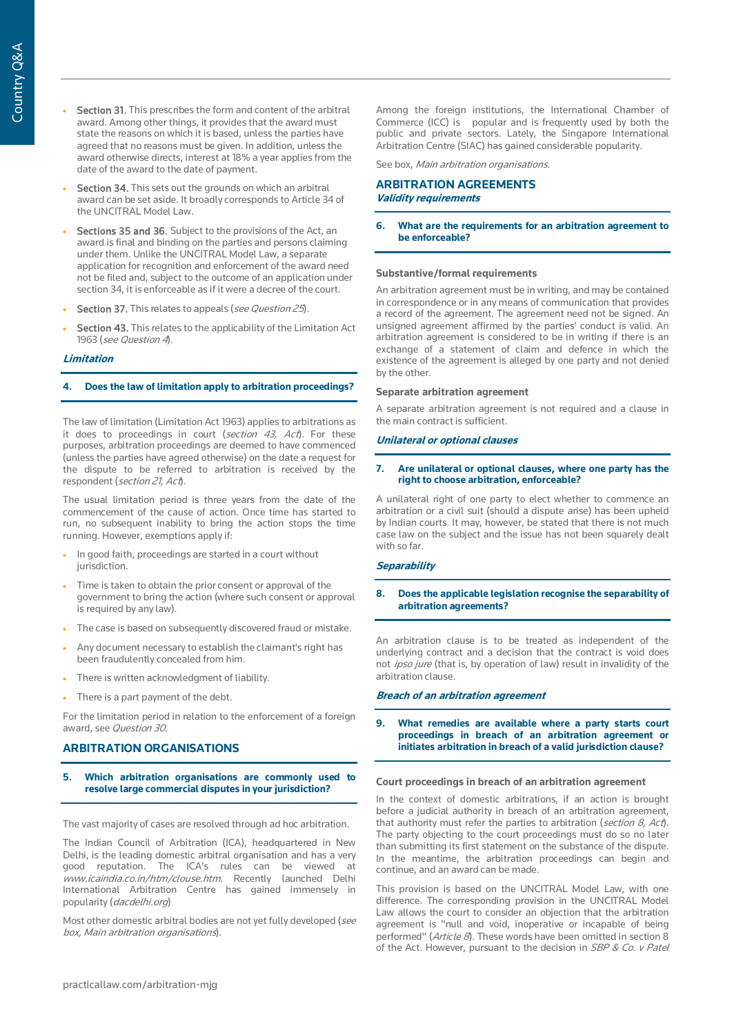- **Section 31.** This prescribes the form and content of the arbitral award. Among other things, it provides that the award must state the reasons on which it is based, unless the parties have agreed that no reasons must be given. In addition, unless the award otherwise directs, interest at 18% a year applies from the date of the award to the date of payment.
- **Section 34.** This sets out the grounds on which an arbitral award can be set aside. It broadly corresponds to Article 34 of the UNCITRAL Model Law.
- **Sections 35 and 36.** Subject to the provisions of the Act, an award is final and binding on the parties and persons claiming under them. Unlike the UNCITRAL Model Law, a separate application for recognition and enforcement of the award need not be filed and, subject to the outcome of an application under section 34, it is enforceable as if it were a decree of the court.
- **Section 37.** This relates to appeals (*see Question 25*).
- **Section 43.** This relates to the applicability of the Limitation Act 1963 (*see Question 4*).

### *Limitation*

#### 4. Does the law of limitation apply to arbitration proceedings?

The law of limitation (Limitation Act 1963) applies to arbitrations as it does to proceedings in court (*section 43, Act*). For these purposes, arbitration proceedings are deemed to have commenced (unless the parties have agreed otherwise) on the date a request for the dispute to be referred to arbitration is received by the respondent (*section 21, Act*).

The usual limitation period is three years from the date of the commencement of the cause of action. Once time has started to run, no subsequent inability to bring the action stops the time running. However, exemptions apply if:

- In good faith, proceedings are started in a court without jurisdiction.
- Time is taken to obtain the prior consent or approval of the government to bring the action (where such consent or approval is required by any law).
- The case is based on subsequently discovered fraud or mistake.
- Any document necessary to establish the claimant's right has been fraudulently concealed from him.
- There is written acknowledgment of liability.
- There is a part payment of the debt.

For the limitation period in relation to the enforcement of a foreign award, see *Question 30*.

## ARBITRATION ORGANISATIONS

#### 5. Which arbitration organisations are commonly used to resolve large commercial disputes in your jurisdiction?

The vast majority of cases are resolved through ad hoc arbitration.

The Indian Council of Arbitration (ICA), headquartered in New Delhi, is the leading domestic arbitral organisation and has a very good reputation. The ICA's rules can be viewed at *www.icaindia.co.in/htm/clouse.htm*. Recently launched Delhi International Arbitration Centre has gained immensely in popularity (*dacdelhi.org*)

Most other domestic arbitral bodies are not yet fully developed (*see box, Main arbitration organisations*).

Among the foreign institutions, the International Chamber of Commerce (ICC) is popular and is frequently used by both the public and private sectors. Lately, the Singapore International Arbitration Centre (SIAC) has gained considerable popularity.

See box, *Main arbitration organisations*.

## ARBITRATION AGREEMENTS

### *Validity requirements*

#### 6. What are the requirements for an arbitration agreement to be enforceable?

**Substantive/formal requirements**

An arbitration agreement must be in writing, and may be contained in correspondence or in any means of communication that provides a record of the agreement. The agreement need not be signed. An unsigned agreement affirmed by the parties' conduct is valid. An arbitration agreement is considered to be in writing if there is an exchange of a statement of claim and defence in which the existence of the agreement is alleged by one party and not denied by the other.

**Separate arbitration agreement**

A separate arbitration agreement is not required and a clause in the main contract is sufficient.

### *Unilateral or optional clauses*

#### 7. Are unilateral or optional clauses, where one party has the right to choose arbitration, enforceable?

A unilateral right of one party to elect whether to commence an arbitration or a civil suit (should a dispute arise) has been upheld by Indian courts. It may, however, be stated that there is not much case law on the subject and the issue has not been squarely dealt with so far.

### *Separability*

#### 8. Does the applicable legislation recognise the separability of arbitration agreements?

An arbitration clause is to be treated as independent of the underlying contract and a decision that the contract is void does not *ipso jure* (that is, by operation of law) result in invalidity of the arbitration clause.

### *Breach of an arbitration agreement*

#### 9. What remedies are available where a party starts court proceedings in breach of an arbitration agreement or initiates arbitration in breach of a valid jurisdiction clause?

**Court proceedings in breach of an arbitration agreement**

In the context of domestic arbitrations, if an action is brought before a judicial authority in breach of an arbitration agreement, that authority must refer the parties to arbitration (*section 8, Act*). The party objecting to the court proceedings must do so no later than submitting its first statement on the substance of the dispute. In the meantime, the arbitration proceedings can begin and continue, and an award can be made.

This provision is based on the UNCITRAL Model Law, with one difference. The corresponding provision in the UNCITRAL Model Law allows the court to consider an objection that the arbitration agreement is "null and void, inoperative or incapable of being performed" (*Article 8*). These words have been omitted in section 8 of the Act. However, pursuant to the decision in *SBP & Co. v Patel*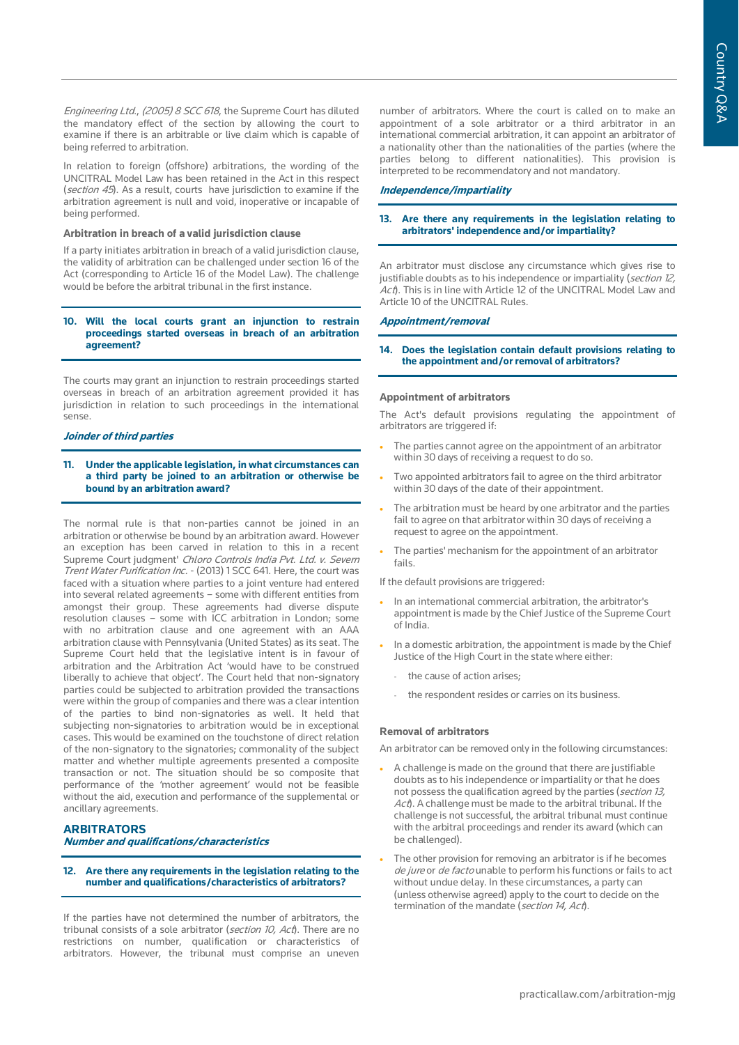*Engineering Ltd., (2005) 8 SCC 618*, the Supreme Court has diluted the mandatory effect of the section by allowing the court to examine if there is an arbitrable or live claim which is capable of being referred to arbitration.

In relation to foreign (offshore) arbitrations, the wording of the UNCITRAL Model Law has been retained in the Act in this respect (*section 45*). As a result, courts have jurisdiction to examine if the arbitration agreement is null and void, inoperative or incapable of being performed.

**Arbitration in breach of a valid jurisdiction clause**

If a party initiates arbitration in breach of a valid jurisdiction clause, the validity of arbitration can be challenged under section 16 of the Act (corresponding to Article 16 of the Model Law). The challenge would be before the arbitral tribunal in the first instance.

### 10. Will the local courts grant an injunction to restrain proceedings started overseas in breach of an arbitration agreement?

The courts may grant an injunction to restrain proceedings started overseas in breach of an arbitration agreement provided it has jurisdiction in relation to such proceedings in the international sense.

***Joinder of third parties***

### 11. Under the applicable legislation, in what circumstances can a third party be joined to an arbitration or otherwise be bound by an arbitration award?

The normal rule is that non-parties cannot be joined in an arbitration or otherwise be bound by an arbitration award. However an exception has been carved in relation to this in a recent Supreme Court judgment' *Chloro Controls India Pvt. Ltd. v. Severn Trent Water Purification Inc.* - (2013) 1 SCC 641. Here, the court was faced with a situation where parties to a joint venture had entered into several related agreements – some with different entities from amongst their group. These agreements had diverse dispute resolution clauses – some with ICC arbitration in London; some with no arbitration clause and one agreement with an AAA arbitration clause with Pennsylvania (United States) as its seat. The Supreme Court held that the legislative intent is in favour of arbitration and the Arbitration Act 'would have to be construed liberally to achieve that object'. The Court held that non-signatory parties could be subjected to arbitration provided the transactions were within the group of companies and there was a clear intention of the parties to bind non-signatories as well. It held that subjecting non-signatories to arbitration would be in exceptional cases. This would be examined on the touchstone of direct relation of the non-signatory to the signatories; commonality of the subject matter and whether multiple agreements presented a composite transaction or not. The situation should be so composite that performance of the 'mother agreement' would not be feasible without the aid, execution and performance of the supplemental or ancillary agreements.

## ARBITRATORS

***Number and qualifications/characteristics***

### 12. Are there any requirements in the legislation relating to the number and qualifications/characteristics of arbitrators?

If the parties have not determined the number of arbitrators, the tribunal consists of a sole arbitrator (*section 10, Act*). There are no restrictions on number, qualification or characteristics of arbitrators. However, the tribunal must comprise an uneven number of arbitrators. Where the court is called on to make an appointment of a sole arbitrator or a third arbitrator in an international commercial arbitration, it can appoint an arbitrator of a nationality other than the nationalities of the parties (where the parties belong to different nationalities). This provision is interpreted to be recommendatory and not mandatory.

***Independence/impartiality***

### 13. Are there any requirements in the legislation relating to arbitrators' independence and/or impartiality?

An arbitrator must disclose any circumstance which gives rise to justifiable doubts as to his independence or impartiality (*section 12, Act*). This is in line with Article 12 of the UNCITRAL Model Law and Article 10 of the UNCITRAL Rules.

***Appointment/removal***

### 14. Does the legislation contain default provisions relating to the appointment and/or removal of arbitrators?

**Appointment of arbitrators**

The Act's default provisions regulating the appointment of arbitrators are triggered if:

- The parties cannot agree on the appointment of an arbitrator within 30 days of receiving a request to do so.
- Two appointed arbitrators fail to agree on the third arbitrator within 30 days of the date of their appointment.
- The arbitration must be heard by one arbitrator and the parties fail to agree on that arbitrator within 30 days of receiving a request to agree on the appointment.
- The parties' mechanism for the appointment of an arbitrator fails.

If the default provisions are triggered:

- In an international commercial arbitration, the arbitrator's appointment is made by the Chief Justice of the Supreme Court of India.
- In a domestic arbitration, the appointment is made by the Chief Justice of the High Court in the state where either:
  - the cause of action arises;
  - the respondent resides or carries on its business.

**Removal of arbitrators**

An arbitrator can be removed only in the following circumstances:

- A challenge is made on the ground that there are justifiable doubts as to his independence or impartiality or that he does not possess the qualification agreed by the parties (*section 13, Act*). A challenge must be made to the arbitral tribunal. If the challenge is not successful, the arbitral tribunal must continue with the arbitral proceedings and render its award (which can be challenged).
- The other provision for removing an arbitrator is if he becomes *de jure* or *de facto* unable to perform his functions or fails to act without undue delay. In these circumstances, a party can (unless otherwise agreed) apply to the court to decide on the termination of the mandate (*section 14, Act*).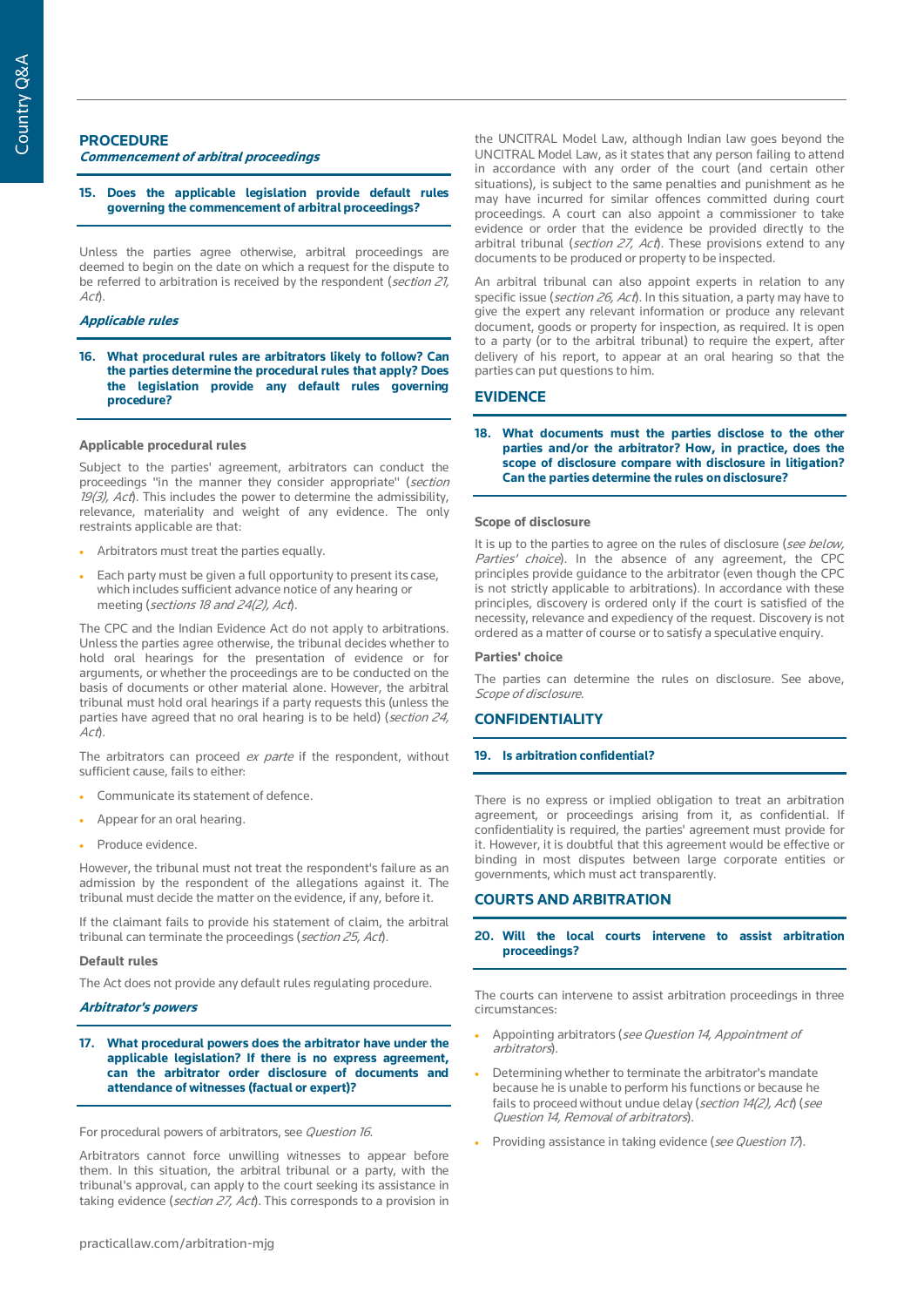## PROCEDURE

***Commencement of arbitral proceedings***

**15. Does the applicable legislation provide default rules governing the commencement of arbitral proceedings?**

Unless the parties agree otherwise, arbitral proceedings are deemed to begin on the date on which a request for the dispute to be referred to arbitration is received by the respondent (*section 21, Act*).

***Applicable rules***

**16. What procedural rules are arbitrators likely to follow? Can the parties determine the procedural rules that apply? Does the legislation provide any default rules governing procedure?**

**Applicable procedural rules**

Subject to the parties' agreement, arbitrators can conduct the proceedings "in the manner they consider appropriate" (*section 19(3), Act*). This includes the power to determine the admissibility, relevance, materiality and weight of any evidence. The only restraints applicable are that:

- Arbitrators must treat the parties equally.
- Each party must be given a full opportunity to present its case, which includes sufficient advance notice of any hearing or meeting (*sections 18 and 24(2), Act*).

The CPC and the Indian Evidence Act do not apply to arbitrations. Unless the parties agree otherwise, the tribunal decides whether to hold oral hearings for the presentation of evidence or for arguments, or whether the proceedings are to be conducted on the basis of documents or other material alone. However, the arbitral tribunal must hold oral hearings if a party requests this (unless the parties have agreed that no oral hearing is to be held) (*section 24, Act*).

The arbitrators can proceed *ex parte* if the respondent, without sufficient cause, fails to either:

- Communicate its statement of defence.
- Appear for an oral hearing.
- Produce evidence.

However, the tribunal must not treat the respondent's failure as an admission by the respondent of the allegations against it. The tribunal must decide the matter on the evidence, if any, before it.

If the claimant fails to provide his statement of claim, the arbitral tribunal can terminate the proceedings (*section 25, Act*).

**Default rules**

The Act does not provide any default rules regulating procedure.

***Arbitrator's powers***

**17. What procedural powers does the arbitrator have under the applicable legislation? If there is no express agreement, can the arbitrator order disclosure of documents and attendance of witnesses (factual or expert)?**

For procedural powers of arbitrators, see *Question 16*.

Arbitrators cannot force unwilling witnesses to appear before them. In this situation, the arbitral tribunal or a party, with the tribunal's approval, can apply to the court seeking its assistance in taking evidence (*section 27, Act*). This corresponds to a provision in the UNCITRAL Model Law, although Indian law goes beyond the UNCITRAL Model Law, as it states that any person failing to attend in accordance with any order of the court (and certain other situations), is subject to the same penalties and punishment as he may have incurred for similar offences committed during court proceedings. A court can also appoint a commissioner to take evidence or order that the evidence be provided directly to the arbitral tribunal (*section 27, Act*). These provisions extend to any documents to be produced or property to be inspected.

An arbitral tribunal can also appoint experts in relation to any specific issue (*section 26, Act*). In this situation, a party may have to give the expert any relevant information or produce any relevant document, goods or property for inspection, as required. It is open to a party (or to the arbitral tribunal) to require the expert, after delivery of his report, to appear at an oral hearing so that the parties can put questions to him.

## EVIDENCE

**18. What documents must the parties disclose to the other parties and/or the arbitrator? How, in practice, does the scope of disclosure compare with disclosure in litigation? Can the parties determine the rules on disclosure?**

**Scope of disclosure**

It is up to the parties to agree on the rules of disclosure (*see below, Parties' choice*). In the absence of any agreement, the CPC principles provide guidance to the arbitrator (even though the CPC is not strictly applicable to arbitrations). In accordance with these principles, discovery is ordered only if the court is satisfied of the necessity, relevance and expediency of the request. Discovery is not ordered as a matter of course or to satisfy a speculative enquiry.

**Parties' choice**

The parties can determine the rules on disclosure. See above, *Scope of disclosure*.

## CONFIDENTIALITY

**19. Is arbitration confidential?**

There is no express or implied obligation to treat an arbitration agreement, or proceedings arising from it, as confidential. If confidentiality is required, the parties' agreement must provide for it. However, it is doubtful that this agreement would be effective or binding in most disputes between large corporate entities or governments, which must act transparently.

## COURTS AND ARBITRATION

**20. Will the local courts intervene to assist arbitration proceedings?**

The courts can intervene to assist arbitration proceedings in three circumstances:

- Appointing arbitrators (*see Question 14, Appointment of arbitrators*).
- Determining whether to terminate the arbitrator's mandate because he is unable to perform his functions or because he fails to proceed without undue delay (*section 14(2), Act*) (*see Question 14, Removal of arbitrators*).
- Providing assistance in taking evidence (*see Question 17*).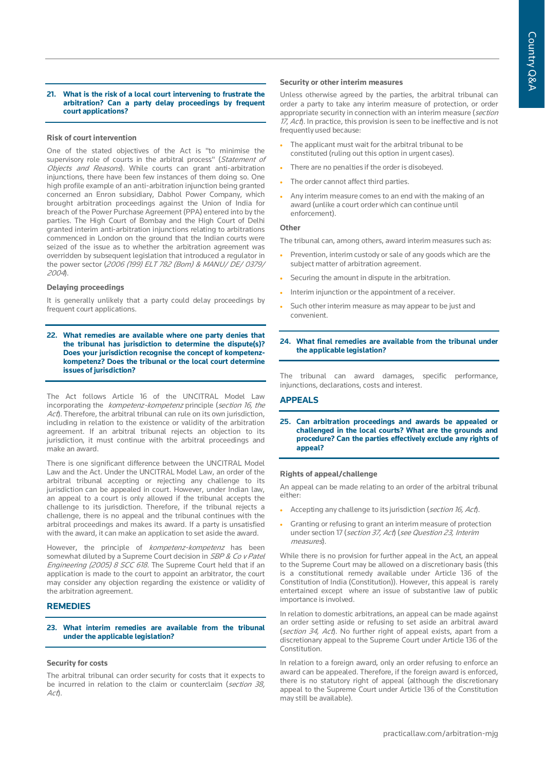### 21. What is the risk of a local court intervening to frustrate the arbitration? Can a party delay proceedings by frequent court applications?

**Risk of court intervention**

One of the stated objectives of the Act is "to minimise the supervisory role of courts in the arbitral process" (*Statement of Objects and Reasons*). While courts can grant anti-arbitration injunctions, there have been few instances of them doing so. One high profile example of an anti-arbitration injunction being granted concerned an Enron subsidiary, Dabhol Power Company, which brought arbitration proceedings against the Union of India for breach of the Power Purchase Agreement (PPA) entered into by the parties. The High Court of Bombay and the High Court of Delhi granted interim anti-arbitration injunctions relating to arbitrations commenced in London on the ground that the Indian courts were seized of the issue as to whether the arbitration agreement was overridden by subsequent legislation that introduced a regulator in the power sector (*2006 (199) ELT 782 (Bom) & MANU/ DE/ 0379/ 2004*).

**Delaying proceedings**

It is generally unlikely that a party could delay proceedings by frequent court applications.

### 22. What remedies are available where one party denies that the tribunal has jurisdiction to determine the dispute(s)? Does your jurisdiction recognise the concept of kompetenz-kompetenz? Does the tribunal or the local court determine issues of jurisdiction?

The Act follows Article 16 of the UNCITRAL Model Law incorporating the *kompetenz-kompetenz* principle (*section 16, the Act*). Therefore, the arbitral tribunal can rule on its own jurisdiction, including in relation to the existence or validity of the arbitration agreement. If an arbitral tribunal rejects an objection to its jurisdiction, it must continue with the arbitral proceedings and make an award.

There is one significant difference between the UNCITRAL Model Law and the Act. Under the UNCITRAL Model Law, an order of the arbitral tribunal accepting or rejecting any challenge to its jurisdiction can be appealed in court. However, under Indian law, an appeal to a court is only allowed if the tribunal accepts the challenge to its jurisdiction. Therefore, if the tribunal rejects a challenge, there is no appeal and the tribunal continues with the arbitral proceedings and makes its award. If a party is unsatisfied with the award, it can make an application to set aside the award.

However, the principle of *kompetenz-kompetenz* has been somewhat diluted by a Supreme Court decision in *SBP & Co v Patel Engineering (2005) 8 SCC 618*. The Supreme Court held that if an application is made to the court to appoint an arbitrator, the court may consider any objection regarding the existence or validity of the arbitration agreement.

## REMEDIES

### 23. What interim remedies are available from the tribunal under the applicable legislation?

**Security for costs**

The arbitral tribunal can order security for costs that it expects to be incurred in relation to the claim or counterclaim (*section 38, Act*).

**Security or other interim measures**

Unless otherwise agreed by the parties, the arbitral tribunal can order a party to take any interim measure of protection, or order appropriate security in connection with an interim measure (*section 17, Act*). In practice, this provision is seen to be ineffective and is not frequently used because:

- The applicant must wait for the arbitral tribunal to be constituted (ruling out this option in urgent cases).
- There are no penalties if the order is disobeyed.
- The order cannot affect third parties.
- Any interim measure comes to an end with the making of an award (unlike a court order which can continue until enforcement).

**Other**

The tribunal can, among others, award interim measures such as:

- Prevention, interim custody or sale of any goods which are the subject matter of arbitration agreement.
- Securing the amount in dispute in the arbitration.
- Interim injunction or the appointment of a receiver.
- Such other interim measure as may appear to be just and convenient.

### 24. What final remedies are available from the tribunal under the applicable legislation?

The tribunal can award damages, specific performance, injunctions, declarations, costs and interest.

## APPEALS

### 25. Can arbitration proceedings and awards be appealed or challenged in the local courts? What are the grounds and procedure? Can the parties effectively exclude any rights of appeal?

**Rights of appeal/challenge**

An appeal can be made relating to an order of the arbitral tribunal either:

- Accepting any challenge to its jurisdiction (*section 16, Act*).
- Granting or refusing to grant an interim measure of protection under section 17 (*section 37, Act*) (*see Question 23, Interim measures*).

While there is no provision for further appeal in the Act, an appeal to the Supreme Court may be allowed on a discretionary basis (this is a constitutional remedy available under Article 136 of the Constitution of India (Constitution)). However, this appeal is rarely entertained except where an issue of substantive law of public importance is involved.

In relation to domestic arbitrations, an appeal can be made against an order setting aside or refusing to set aside an arbitral award (*section 34, Act*). No further right of appeal exists, apart from a discretionary appeal to the Supreme Court under Article 136 of the Constitution.

In relation to a foreign award, only an order refusing to enforce an award can be appealed. Therefore, if the foreign award is enforced, there is no statutory right of appeal (although the discretionary appeal to the Supreme Court under Article 136 of the Constitution may still be available).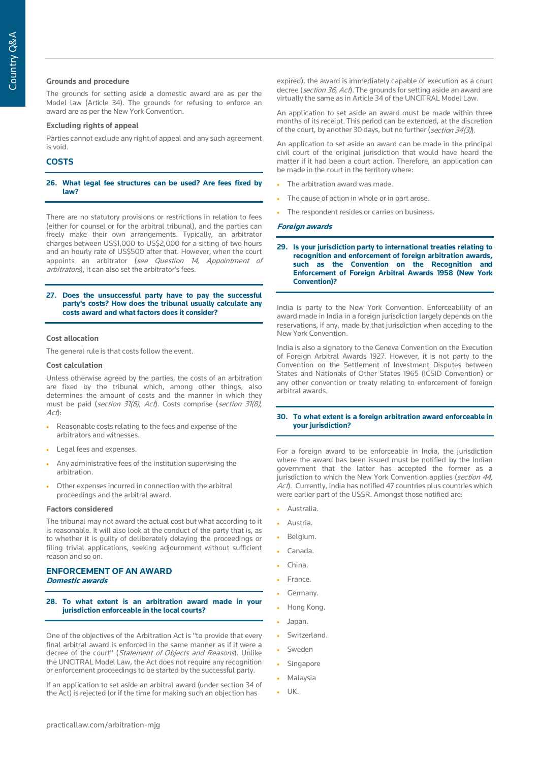**Grounds and procedure**

The grounds for setting aside a domestic award are as per the Model law (Article 34). The grounds for refusing to enforce an award are as per the New York Convention.

**Excluding rights of appeal**

Parties cannot exclude any right of appeal and any such agreement is void.

## COSTS

### 26. What legal fee structures can be used? Are fees fixed by law?

There are no statutory provisions or restrictions in relation to fees (either for counsel or for the arbitral tribunal), and the parties can freely make their own arrangements. Typically, an arbitrator charges between US$1,000 to US$2,000 for a sitting of two hours and an hourly rate of US$500 after that. However, when the court appoints an arbitrator (*see Question 14, Appointment of arbitrators*), it can also set the arbitrator's fees.

### 27. Does the unsuccessful party have to pay the successful party's costs? How does the tribunal usually calculate any costs award and what factors does it consider?

**Cost allocation**

The general rule is that costs follow the event.

**Cost calculation**

Unless otherwise agreed by the parties, the costs of an arbitration are fixed by the tribunal which, among other things, also determines the amount of costs and the manner in which they must be paid (*section 31(8), Act*). Costs comprise (*section 31(8), Act*):

- Reasonable costs relating to the fees and expense of the arbitrators and witnesses.
- Legal fees and expenses.
- Any administrative fees of the institution supervising the arbitration.
- Other expenses incurred in connection with the arbitral proceedings and the arbitral award.

**Factors considered**

The tribunal may not award the actual cost but what according to it is reasonable. It will also look at the conduct of the party that is, as to whether it is guilty of deliberately delaying the proceedings or filing trivial applications, seeking adjournment without sufficient reason and so on.

## ENFORCEMENT OF AN AWARD

***Domestic awards***

### 28. To what extent is an arbitration award made in your jurisdiction enforceable in the local courts?

One of the objectives of the Arbitration Act is "to provide that every final arbitral award is enforced in the same manner as if it were a decree of the court" (*Statement of Objects and Reasons*). Unlike the UNCITRAL Model Law, the Act does not require any recognition or enforcement proceedings to be started by the successful party.

If an application to set aside an arbitral award (under section 34 of the Act) is rejected (or if the time for making such an objection has expired), the award is immediately capable of execution as a court decree (*section 36, Act*). The grounds for setting aside an award are virtually the same as in Article 34 of the UNCITRAL Model Law.

An application to set aside an award must be made within three months of its receipt. This period can be extended, at the discretion of the court, by another 30 days, but no further (*section 34(3)*).

An application to set aside an award can be made in the principal civil court of the original jurisdiction that would have heard the matter if it had been a court action. Therefore, an application can be made in the court in the territory where:

- The arbitration award was made.
- The cause of action in whole or in part arose.
- The respondent resides or carries on business.

***Foreign awards***

### 29. Is your jurisdiction party to international treaties relating to recognition and enforcement of foreign arbitration awards, such as the Convention on the Recognition and Enforcement of Foreign Arbitral Awards 1958 (New York Convention)?

India is party to the New York Convention. Enforceability of an award made in India in a foreign jurisdiction largely depends on the reservations, if any, made by that jurisdiction when acceding to the New York Convention.

India is also a signatory to the Geneva Convention on the Execution of Foreign Arbitral Awards 1927. However, it is not party to the Convention on the Settlement of Investment Disputes between States and Nationals of Other States 1965 (ICSID Convention) or any other convention or treaty relating to enforcement of foreign arbitral awards.

### 30. To what extent is a foreign arbitration award enforceable in your jurisdiction?

For a foreign award to be enforceable in India, the jurisdiction where the award has been issued must be notified by the Indian government that the latter has accepted the former as a jurisdiction to which the New York Convention applies (*section 44, Act*). Currently, India has notified 47 countries plus countries which were earlier part of the USSR. Amongst those notified are:

- Australia.
- Austria.
- Belgium.
- Canada.
- China.
- France.
- Germany.
- Hong Kong.
- Japan.
- Switzerland.
- Sweden
- Singapore
- Malaysia
- UK.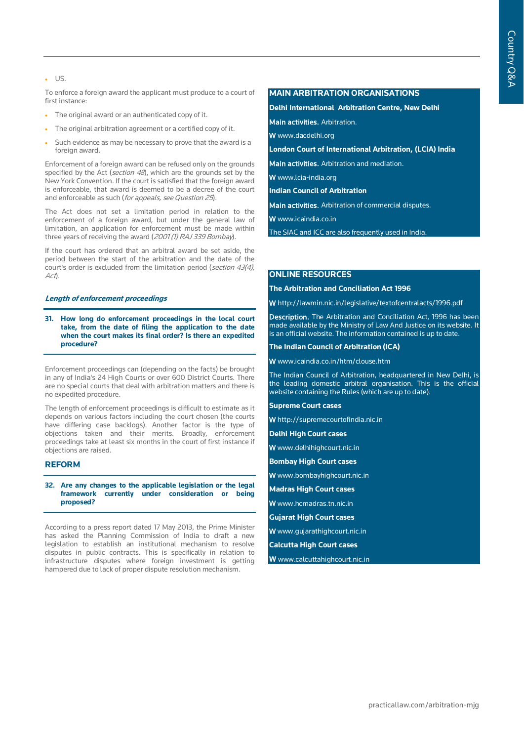- US.

To enforce a foreign award the applicant must produce to a court of first instance:

- The original award or an authenticated copy of it.
- The original arbitration agreement or a certified copy of it.
- Such evidence as may be necessary to prove that the award is a foreign award.

Enforcement of a foreign award can be refused only on the grounds specified by the Act (*section 48*), which are the grounds set by the New York Convention. If the court is satisfied that the foreign award is enforceable, that award is deemed to be a decree of the court and enforceable as such (*for appeals, see Question 25*).

The Act does not set a limitation period in relation to the enforcement of a foreign award, but under the general law of limitation, an application for enforcement must be made within three years of receiving the award (*2001 (1) RAJ 339 Bombay*).

If the court has ordered that an arbitral award be set aside, the period between the start of the arbitration and the date of the court's order is excluded from the limitation period (*section 43(4), Act*).

### *Length of enforcement proceedings*

**31. How long do enforcement proceedings in the local court take, from the date of filing the application to the date when the court makes its final order? Is there an expedited procedure?**

Enforcement proceedings can (depending on the facts) be brought in any of India's 24 High Courts or over 600 District Courts. There are no special courts that deal with arbitration matters and there is no expedited procedure.

The length of enforcement proceedings is difficult to estimate as it depends on various factors including the court chosen (the courts have differing case backlogs). Another factor is the type of objections taken and their merits. Broadly, enforcement proceedings take at least six months in the court of first instance if objections are raised.

## REFORM

**32. Are any changes to the applicable legislation or the legal framework currently under consideration or being proposed?**

According to a press report dated 17 May 2013, the Prime Minister has asked the Planning Commission of India to draft a new legislation to establish an institutional mechanism to resolve disputes in public contracts. This is specifically in relation to infrastructure disputes where foreign investment is getting hampered due to lack of proper dispute resolution mechanism.

## MAIN ARBITRATION ORGANISATIONS

**Delhi International Arbitration Centre, New Delhi**

**Main activities.** Arbitration.

**W** www.dacdelhi.org

**London Court of International Arbitration, (LCIA) India**

**Main activities.** Arbitration and mediation.

**W** www.lcia-india.org

**Indian Council of Arbitration**

**Main activities.** Arbitration of commercial disputes.

**W** www.icaindia.co.in

The SIAC and ICC are also frequently used in India.

## ONLINE RESOURCES

**The Arbitration and Conciliation Act 1996**

**W** http://lawmin.nic.in/legislative/textofcentralacts/1996.pdf

**Description.** The Arbitration and Conciliation Act, 1996 has been made available by the Ministry of Law And Justice on its website. It is an official website. The information contained is up to date.

**The Indian Council of Arbitration (ICA)**

**W** www.icaindia.co.in/htm/clouse.htm

The Indian Council of Arbitration, headquartered in New Delhi, is the leading domestic arbitral organisation. This is the official website containing the Rules (which are up to date).

**Supreme Court cases**

**W** http://supremecourtofindia.nic.in

**Delhi High Court cases**

**W** www.delhihighcourt.nic.in

**Bombay High Court cases**

**W** www.bombayhighcourt.nic.in

**Madras High Court cases**

**W** www.hcmadras.tn.nic.in

**Gujarat High Court cases**

**W** www.gujarathighcourt.nic.in

**Calcutta High Court cases**

**W** www.calcuttahighcourt.nic.in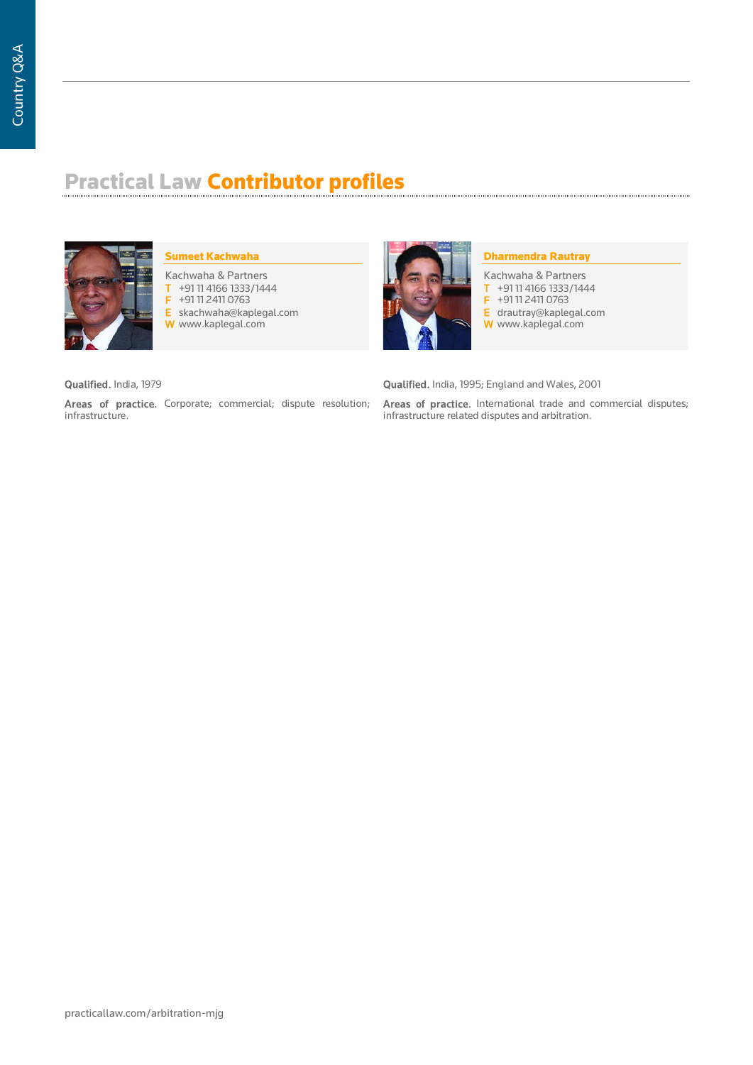## Practical Law Contributor profiles

### Sumeet Kachwaha

Kachwaha & Partners
T +91 11 4166 1333/1444
F +91 11 2411 0763
E skachwaha@kaplegal.com
W www.kaplegal.com

**Qualified.** India, 1979

**Areas of practice.** Corporate; commercial; dispute resolution; infrastructure.

### Dharmendra Rautray

Kachwaha & Partners
T +91 11 4166 1333/1444
F +91 11 2411 0763
E drautray@kaplegal.com
W www.kaplegal.com

**Qualified.** India, 1995; England and Wales, 2001

**Areas of practice.** International trade and commercial disputes; infrastructure related disputes and arbitration.